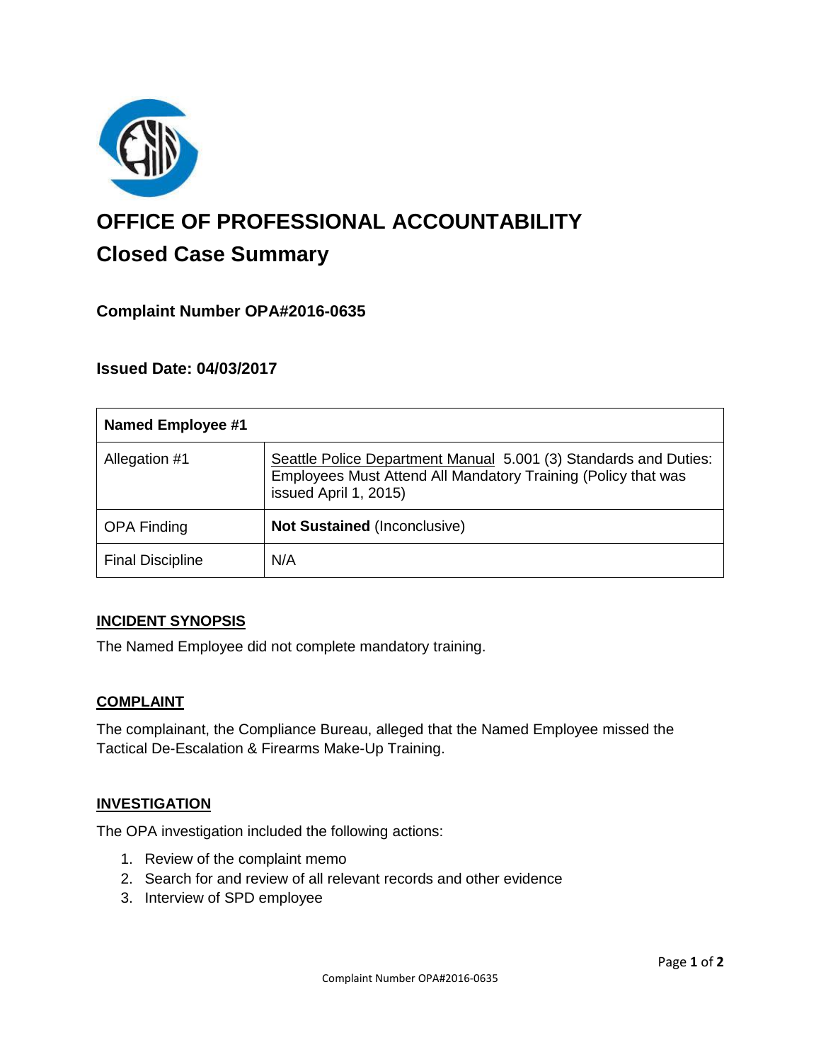# OFFICE OF PROFESSIONAL ACCOUNTABILITY

## Closed Case Summary

### Complaint Number OPA#2016-0635

### Issued Date: 04/03/2017

| Named Employee #1 | |
|---|---|
| Allegation #1 | Seattle Police Department Manual 5.001 (3) Standards and Duties: Employees Must Attend All Mandatory Training (Policy that was issued April 1, 2015) |
| OPA Finding | **Not Sustained** (Inconclusive) |
| Final Discipline | N/A |

### INCIDENT SYNOPSIS

The Named Employee did not complete mandatory training.

### COMPLAINT

The complainant, the Compliance Bureau, alleged that the Named Employee missed the Tactical De-Escalation & Firearms Make-Up Training.

### INVESTIGATION

The OPA investigation included the following actions:

1. Review of the complaint memo
2. Search for and review of all relevant records and other evidence
3. Interview of SPD employee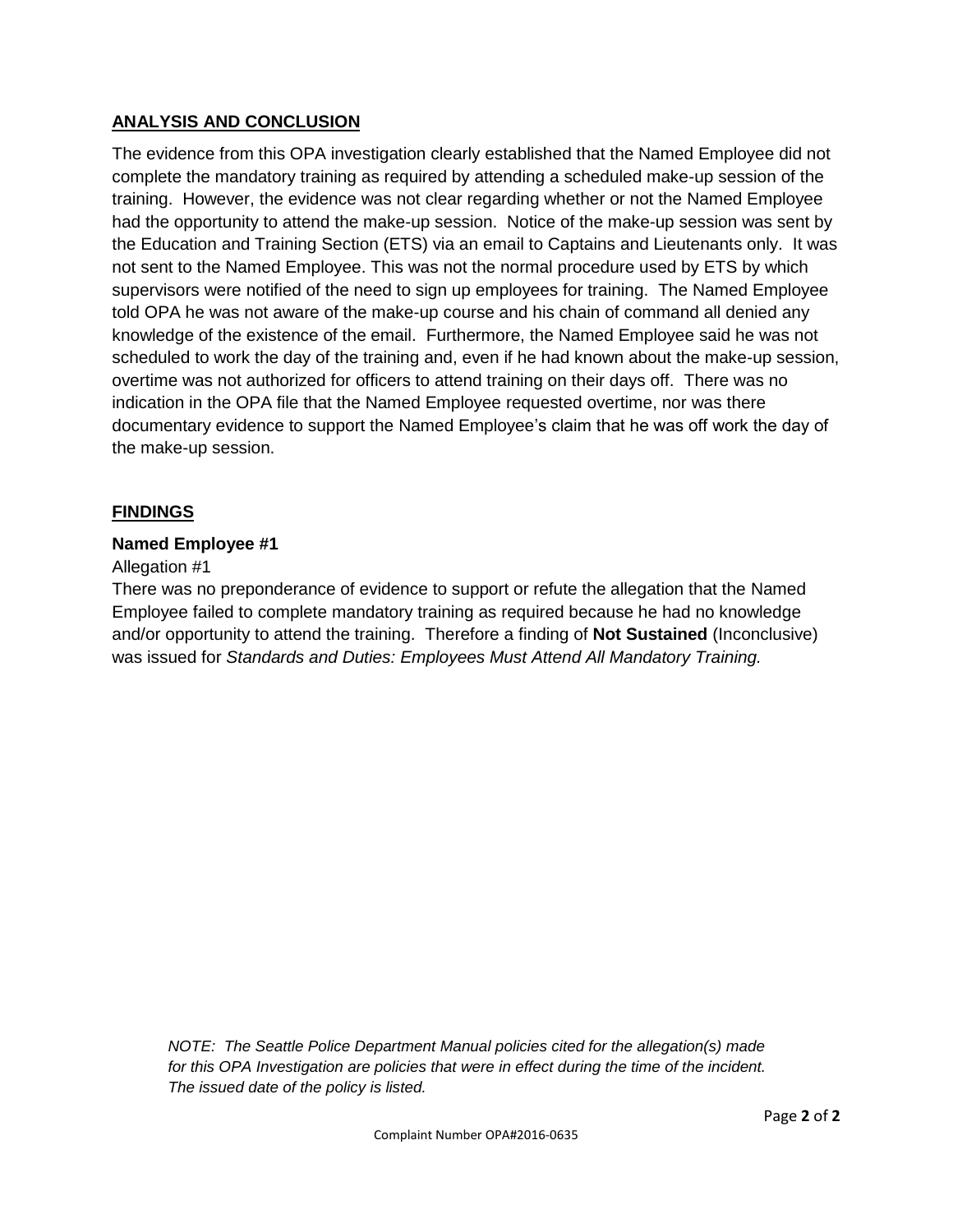## ANALYSIS AND CONCLUSION

The evidence from this OPA investigation clearly established that the Named Employee did not complete the mandatory training as required by attending a scheduled make-up session of the training. However, the evidence was not clear regarding whether or not the Named Employee had the opportunity to attend the make-up session. Notice of the make-up session was sent by the Education and Training Section (ETS) via an email to Captains and Lieutenants only. It was not sent to the Named Employee. This was not the normal procedure used by ETS by which supervisors were notified of the need to sign up employees for training. The Named Employee told OPA he was not aware of the make-up course and his chain of command all denied any knowledge of the existence of the email. Furthermore, the Named Employee said he was not scheduled to work the day of the training and, even if he had known about the make-up session, overtime was not authorized for officers to attend training on their days off. There was no indication in the OPA file that the Named Employee requested overtime, nor was there documentary evidence to support the Named Employee's claim that he was off work the day of the make-up session.

## FINDINGS

### Named Employee #1

Allegation #1

There was no preponderance of evidence to support or refute the allegation that the Named Employee failed to complete mandatory training as required because he had no knowledge and/or opportunity to attend the training. Therefore a finding of **Not Sustained** (Inconclusive) was issued for *Standards and Duties: Employees Must Attend All Mandatory Training.*

*NOTE: The Seattle Police Department Manual policies cited for the allegation(s) made for this OPA Investigation are policies that were in effect during the time of the incident. The issued date of the policy is listed.*

Complaint Number OPA#2016-0635